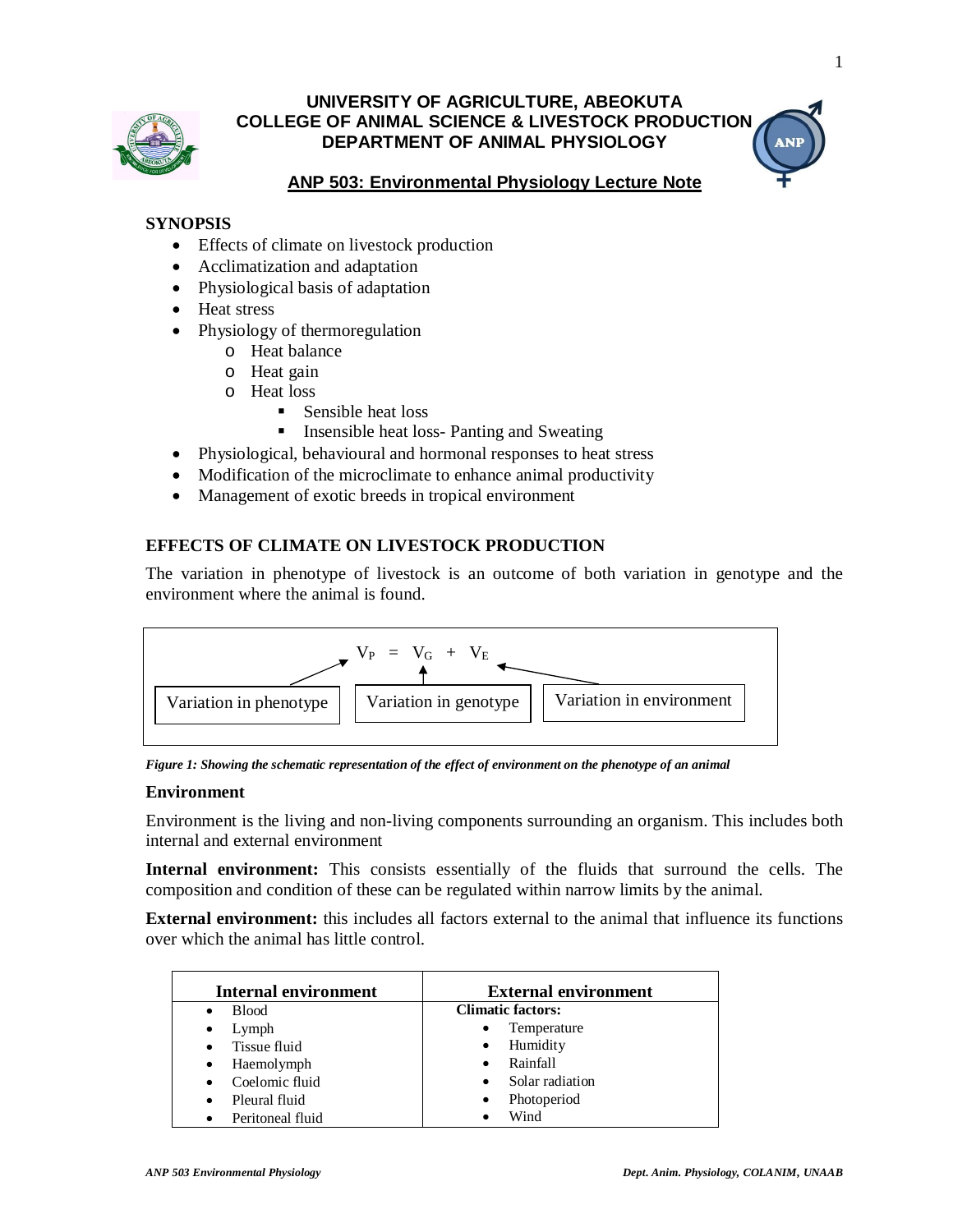# UNIVERSITY OF AGRICULTURE, ABEOKUTA
## COLLEGE OF ANIMAL SCIENCE & LIVESTOCK PRODUCTION
## DEPARTMENT OF ANIMAL PHYSIOLOGY

**ANP 503: Environmental Physiology Lecture Note**

## SYNOPSIS

- Effects of climate on livestock production
- Acclimatization and adaptation
- Physiological basis of adaptation
- Heat stress
- Physiology of thermoregulation
  - Heat balance
  - Heat gain
  - Heat loss
    - Sensible heat loss
    - Insensible heat loss- Panting and Sweating
- Physiological, behavioural and hormonal responses to heat stress
- Modification of the microclimate to enhance animal productivity
- Management of exotic breeds in tropical environment

## EFFECTS OF CLIMATE ON LIVESTOCK PRODUCTION

The variation in phenotype of livestock is an outcome of both variation in genotype and the environment where the animal is found.

$$V_P = V_G + V_E$$

Variation in phenotype → $V_P$; Variation in genotype → $V_G$; Variation in environment → $V_E$

*Figure 1: Showing the schematic representation of the effect of environment on the phenotype of an animal*

### Environment

Environment is the living and non-living components surrounding an organism. This includes both internal and external environment

**Internal environment:** This consists essentially of the fluids that surround the cells. The composition and condition of these can be regulated within narrow limits by the animal.

**External environment:** this includes all factors external to the animal that influence its functions over which the animal has little control.

| Internal environment | External environment |
|---|---|
| | **Climatic factors:** |
| • Blood | • Temperature |
| • Lymph | • Humidity |
| • Tissue fluid | • Rainfall |
| • Haemolymph | • Solar radiation |
| • Coelomic fluid | • Photoperiod |
| • Pleural fluid | • Wind |
| • Peritoneal fluid | |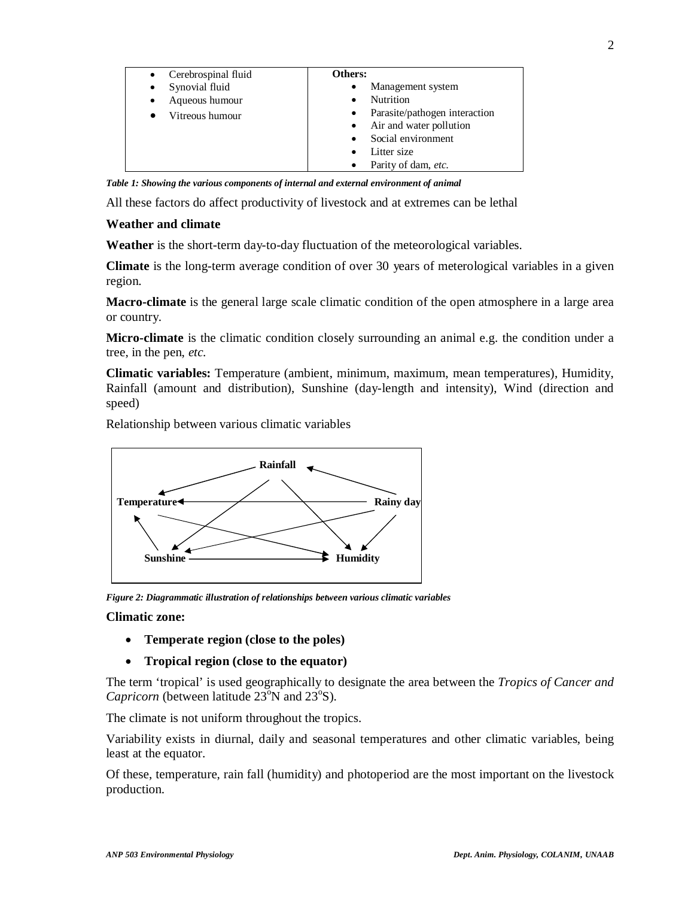| | |
|---|---|
| • Cerebrospinal fluid<br>• Synovial fluid<br>• Aqueous humour<br>• Vitreous humour | **Others:**<br>• Management system<br>• Nutrition<br>• Parasite/pathogen interaction<br>• Air and water pollution<br>• Social environment<br>• Litter size<br>• Parity of dam, *etc.* |

***Table 1: Showing the various components of internal and external environment of animal***

All these factors do affect productivity of livestock and at extremes can be lethal

**Weather and climate**

**Weather** is the short-term day-to-day fluctuation of the meteorological variables.

**Climate** is the long-term average condition of over 30 years of meterological variables in a given region.

**Macro-climate** is the general large scale climatic condition of the open atmosphere in a large area or country.

**Micro-climate** is the climatic condition closely surrounding an animal e.g. the condition under a tree, in the pen, *etc.*

**Climatic variables:** Temperature (ambient, minimum, maximum, mean temperatures), Humidity, Rainfall (amount and distribution), Sunshine (day-length and intensity), Wind (direction and speed)

Relationship between various climatic variables

Rainfall, Temperature, Rainy day, Sunshine, Humidity

***Figure 2: Diagrammatic illustration of relationships between various climatic variables***

**Climatic zone:**

- **Temperate region (close to the poles)**
- **Tropical region (close to the equator)**

The term 'tropical' is used geographically to designate the area between the *Tropics of Cancer and Capricorn* (between latitude 23°N and 23°S).

The climate is not uniform throughout the tropics.

Variability exists in diurnal, daily and seasonal temperatures and other climatic variables, being least at the equator.

Of these, temperature, rain fall (humidity) and photoperiod are the most important on the livestock production.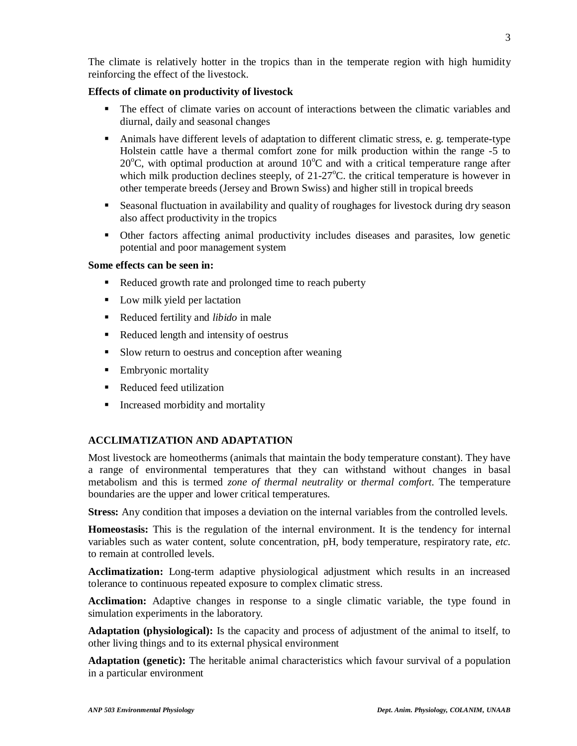The climate is relatively hotter in the tropics than in the temperate region with high humidity reinforcing the effect of the livestock.

**Effects of climate on productivity of livestock**

- The effect of climate varies on account of interactions between the climatic variables and diurnal, daily and seasonal changes
- Animals have different levels of adaptation to different climatic stress, e. g. temperate-type Holstein cattle have a thermal comfort zone for milk production within the range -5 to 20$^{o}$C, with optimal production at around 10$^{o}$C and with a critical temperature range after which milk production declines steeply, of 21-27$^{o}$C. the critical temperature is however in other temperate breeds (Jersey and Brown Swiss) and higher still in tropical breeds
- Seasonal fluctuation in availability and quality of roughages for livestock during dry season also affect productivity in the tropics
- Other factors affecting animal productivity includes diseases and parasites, low genetic potential and poor management system

**Some effects can be seen in:**

- Reduced growth rate and prolonged time to reach puberty
- Low milk yield per lactation
- Reduced fertility and *libido* in male
- Reduced length and intensity of oestrus
- Slow return to oestrus and conception after weaning
- Embryonic mortality
- Reduced feed utilization
- Increased morbidity and mortality

## ACCLIMATIZATION AND ADAPTATION

Most livestock are homeotherms (animals that maintain the body temperature constant). They have a range of environmental temperatures that they can withstand without changes in basal metabolism and this is termed *zone of thermal neutrality* or *thermal comfort*. The temperature boundaries are the upper and lower critical temperatures.

**Stress:** Any condition that imposes a deviation on the internal variables from the controlled levels.

**Homeostasis:** This is the regulation of the internal environment. It is the tendency for internal variables such as water content, solute concentration, pH, body temperature, respiratory rate, *etc.* to remain at controlled levels.

**Acclimatization:** Long-term adaptive physiological adjustment which results in an increased tolerance to continuous repeated exposure to complex climatic stress.

**Acclimation:** Adaptive changes in response to a single climatic variable, the type found in simulation experiments in the laboratory.

**Adaptation (physiological):** Is the capacity and process of adjustment of the animal to itself, to other living things and to its external physical environment

**Adaptation (genetic):** The heritable animal characteristics which favour survival of a population in a particular environment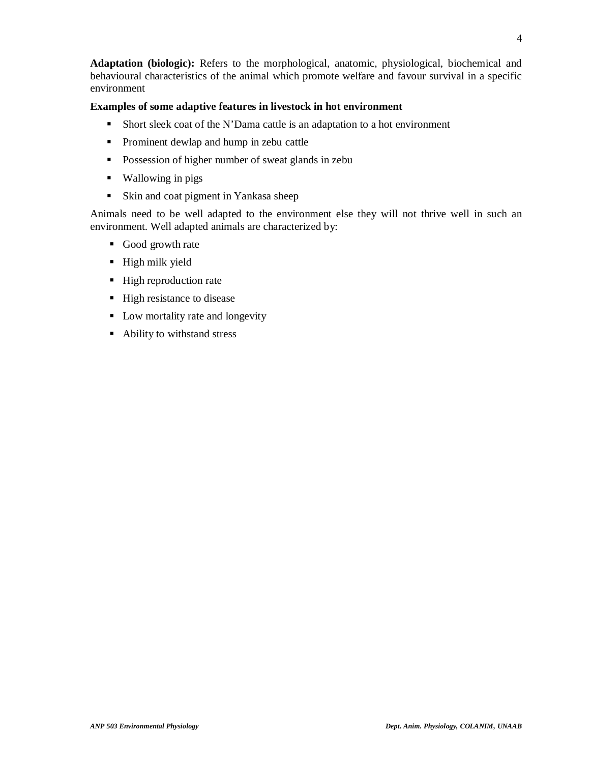**Adaptation (biologic):** Refers to the morphological, anatomic, physiological, biochemical and behavioural characteristics of the animal which promote welfare and favour survival in a specific environment

**Examples of some adaptive features in livestock in hot environment**

- Short sleek coat of the N'Dama cattle is an adaptation to a hot environment
- Prominent dewlap and hump in zebu cattle
- Possession of higher number of sweat glands in zebu
- Wallowing in pigs
- Skin and coat pigment in Yankasa sheep

Animals need to be well adapted to the environment else they will not thrive well in such an environment. Well adapted animals are characterized by:

- Good growth rate
- High milk yield
- High reproduction rate
- High resistance to disease
- Low mortality rate and longevity
- Ability to withstand stress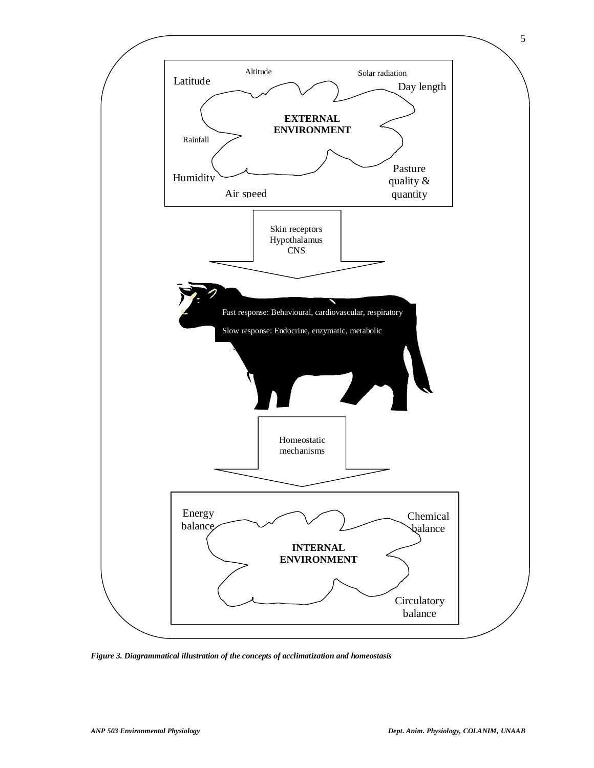Altitude

Solar radiation

Latitude

Day length

**EXTERNAL ENVIRONMENT**

Rainfall

Humidity

Air speed

Pasture quality & quantity

Skin receptors
Hypothalamus
CNS

Fast response: Behavioural, cardiovascular, respiratory

Slow response: Endocrine, enzymatic, metabolic

Homeostatic mechanisms

Energy balance

Chemical balance

**INTERNAL ENVIRONMENT**

Circulatory balance

***Figure 3. Diagrammatical illustration of the concepts of acclimatization and homeostasis***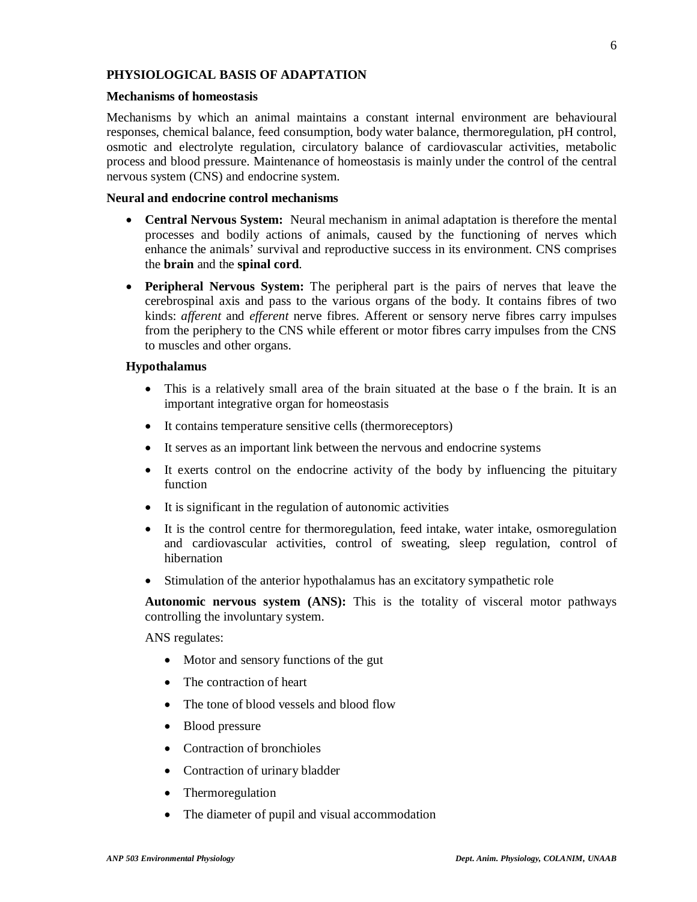## PHYSIOLOGICAL BASIS OF ADAPTATION

### Mechanisms of homeostasis

Mechanisms by which an animal maintains a constant internal environment are behavioural responses, chemical balance, feed consumption, body water balance, thermoregulation, pH control, osmotic and electrolyte regulation, circulatory balance of cardiovascular activities, metabolic process and blood pressure. Maintenance of homeostasis is mainly under the control of the central nervous system (CNS) and endocrine system.

### Neural and endocrine control mechanisms

- **Central Nervous System:** Neural mechanism in animal adaptation is therefore the mental processes and bodily actions of animals, caused by the functioning of nerves which enhance the animals' survival and reproductive success in its environment. CNS comprises the **brain** and the **spinal cord**.
- **Peripheral Nervous System:** The peripheral part is the pairs of nerves that leave the cerebrospinal axis and pass to the various organs of the body. It contains fibres of two kinds: *afferent* and *efferent* nerve fibres. Afferent or sensory nerve fibres carry impulses from the periphery to the CNS while efferent or motor fibres carry impulses from the CNS to muscles and other organs.

**Hypothalamus**

- This is a relatively small area of the brain situated at the base o f the brain. It is an important integrative organ for homeostasis
- It contains temperature sensitive cells (thermoreceptors)
- It serves as an important link between the nervous and endocrine systems
- It exerts control on the endocrine activity of the body by influencing the pituitary function
- It is significant in the regulation of autonomic activities
- It is the control centre for thermoregulation, feed intake, water intake, osmoregulation and cardiovascular activities, control of sweating, sleep regulation, control of hibernation
- Stimulation of the anterior hypothalamus has an excitatory sympathetic role

**Autonomic nervous system (ANS):** This is the totality of visceral motor pathways controlling the involuntary system.

ANS regulates:

- Motor and sensory functions of the gut
- The contraction of heart
- The tone of blood vessels and blood flow
- Blood pressure
- Contraction of bronchioles
- Contraction of urinary bladder
- Thermoregulation
- The diameter of pupil and visual accommodation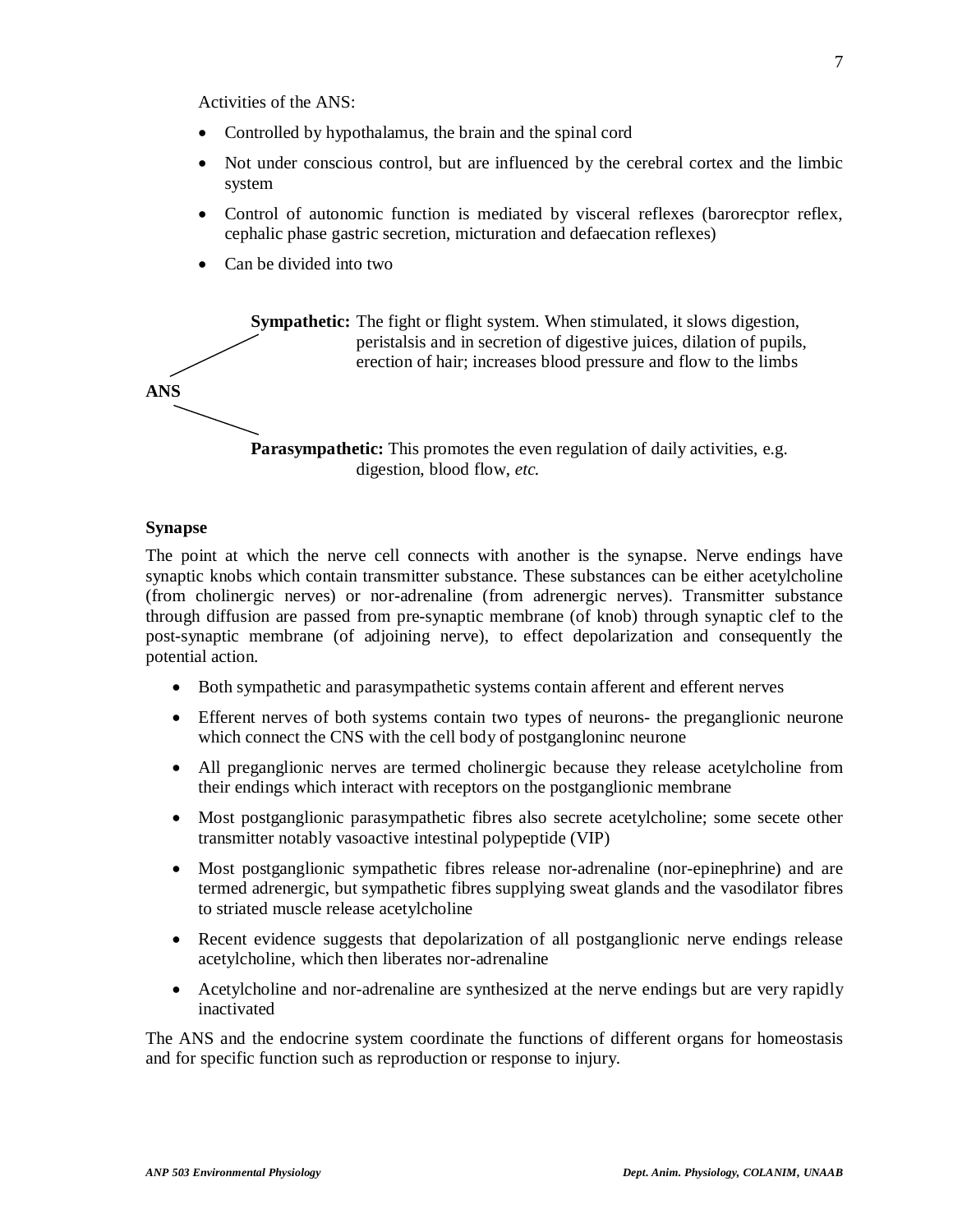Activities of the ANS:

- Controlled by hypothalamus, the brain and the spinal cord
- Not under conscious control, but are influenced by the cerebral cortex and the limbic system
- Control of autonomic function is mediated by visceral reflexes (barorecptor reflex, cephalic phase gastric secretion, micturation and defaecation reflexes)
- Can be divided into two

**ANS**

- **Sympathetic:** The fight or flight system. When stimulated, it slows digestion, peristalsis and in secretion of digestive juices, dilation of pupils, erection of hair; increases blood pressure and flow to the limbs
- **Parasympathetic:** This promotes the even regulation of daily activities, e.g. digestion, blood flow, *etc.*

**Synapse**

The point at which the nerve cell connects with another is the synapse. Nerve endings have synaptic knobs which contain transmitter substance. These substances can be either acetylcholine (from cholinergic nerves) or nor-adrenaline (from adrenergic nerves). Transmitter substance through diffusion are passed from pre-synaptic membrane (of knob) through synaptic clef to the post-synaptic membrane (of adjoining nerve), to effect depolarization and consequently the potential action.

- Both sympathetic and parasympathetic systems contain afferent and efferent nerves
- Efferent nerves of both systems contain two types of neurons- the preganglionic neurone which connect the CNS with the cell body of postganglonince neurone
- All preganglionic nerves are termed cholinergic because they release acetylcholine from their endings which interact with receptors on the postganglionic membrane
- Most postganglionic parasympathetic fibres also secrete acetylcholine; some secete other transmitter notably vasoactive intestinal polypeptide (VIP)
- Most postganglionic sympathetic fibres release nor-adrenaline (nor-epinephrine) and are termed adrenergic, but sympathetic fibres supplying sweat glands and the vasodilator fibres to striated muscle release acetylcholine
- Recent evidence suggests that depolarization of all postganglionic nerve endings release acetylcholine, which then liberates nor-adrenaline
- Acetylcholine and nor-adrenaline are synthesized at the nerve endings but are very rapidly inactivated

The ANS and the endocrine system coordinate the functions of different organs for homeostasis and for specific function such as reproduction or response to injury.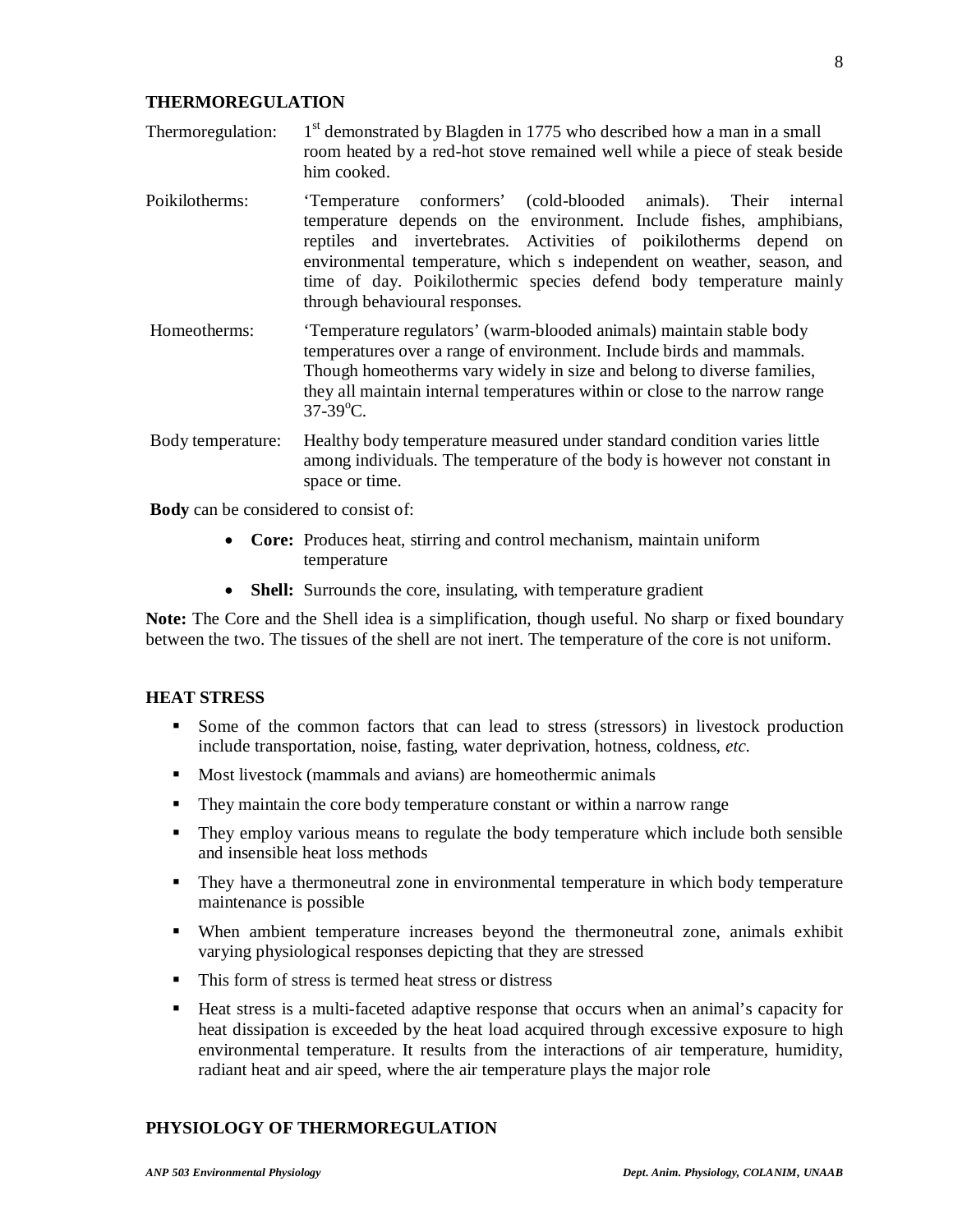## THERMOREGULATION

**Thermoregulation:** 1st demonstrated by Blagden in 1775 who described how a man in a small room heated by a red-hot stove remained well while a piece of steak beside him cooked.

**Poikilotherms:** 'Temperature conformers' (cold-blooded animals). Their internal temperature depends on the environment. Include fishes, amphibians, reptiles and invertebrates. Activities of poikilotherms depend on environmental temperature, which s independent on weather, season, and time of day. Poikilothermic species defend body temperature mainly through behavioural responses.

**Homeotherms:** 'Temperature regulators' (warm-blooded animals) maintain stable body temperatures over a range of environment. Include birds and mammals. Though homeotherms vary widely in size and belong to diverse families, they all maintain internal temperatures within or close to the narrow range 37-39$^{o}$C.

**Body temperature:** Healthy body temperature measured under standard condition varies little among individuals. The temperature of the body is however not constant in space or time.

**Body** can be considered to consist of:

- **Core:** Produces heat, stirring and control mechanism, maintain uniform temperature
- **Shell:** Surrounds the core, insulating, with temperature gradient

**Note:** The Core and the Shell idea is a simplification, though useful. No sharp or fixed boundary between the two. The tissues of the shell are not inert. The temperature of the core is not uniform.

## HEAT STRESS

- Some of the common factors that can lead to stress (stressors) in livestock production include transportation, noise, fasting, water deprivation, hotness, coldness, *etc.*
- Most livestock (mammals and avians) are homeothermic animals
- They maintain the core body temperature constant or within a narrow range
- They employ various means to regulate the body temperature which include both sensible and insensible heat loss methods
- They have a thermoneutral zone in environmental temperature in which body temperature maintenance is possible
- When ambient temperature increases beyond the thermoneutral zone, animals exhibit varying physiological responses depicting that they are stressed
- This form of stress is termed heat stress or distress
- Heat stress is a multi-faceted adaptive response that occurs when an animal's capacity for heat dissipation is exceeded by the heat load acquired through excessive exposure to high environmental temperature. It results from the interactions of air temperature, humidity, radiant heat and air speed, where the air temperature plays the major role

## PHYSIOLOGY OF THERMOREGULATION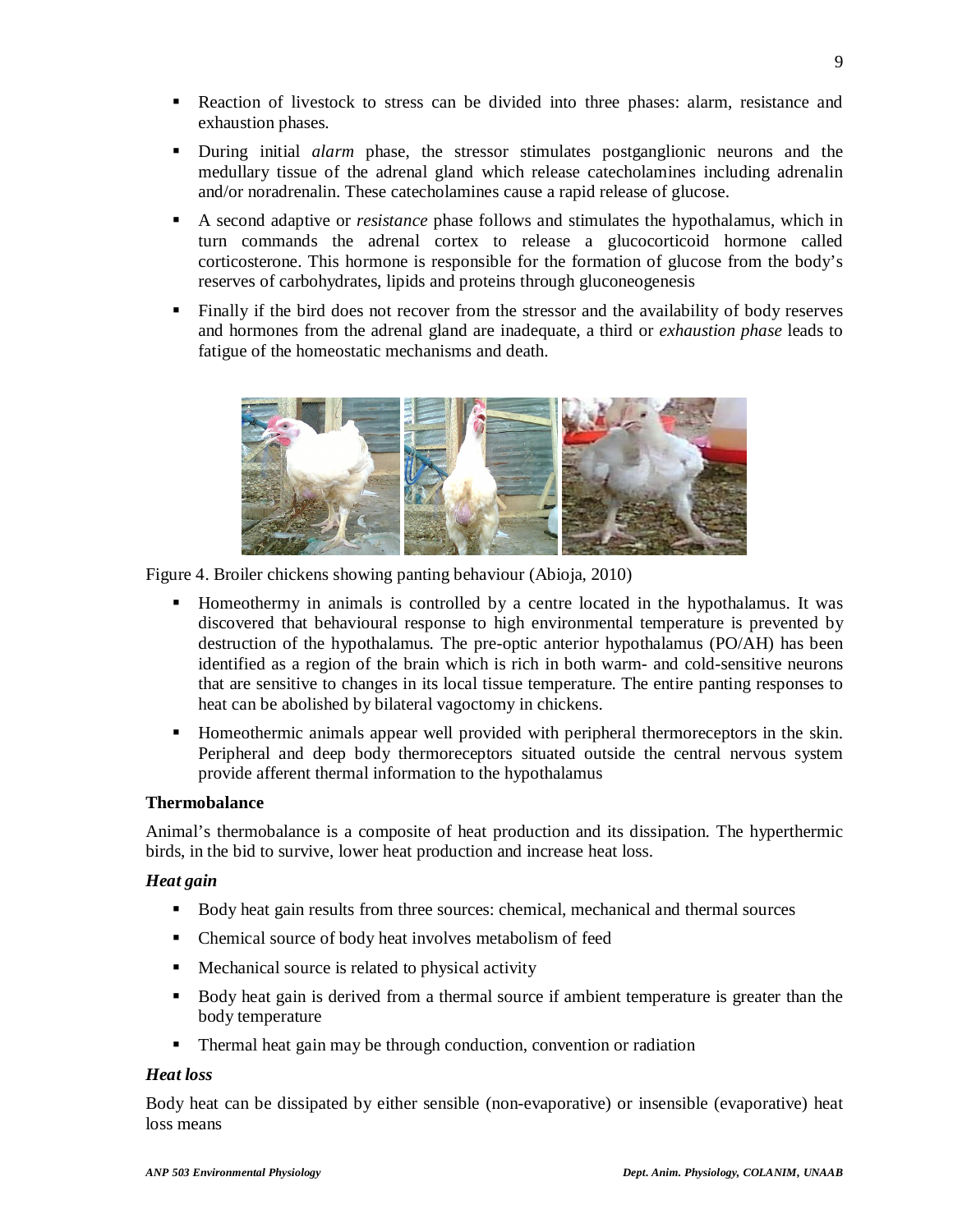- Reaction of livestock to stress can be divided into three phases: alarm, resistance and exhaustion phases.
- During initial *alarm* phase, the stressor stimulates postganglionic neurons and the medullary tissue of the adrenal gland which release catecholamines including adrenalin and/or noradrenalin. These catecholamines cause a rapid release of glucose.
- A second adaptive or *resistance* phase follows and stimulates the hypothalamus, which in turn commands the adrenal cortex to release a glucocorticoid hormone called corticosterone. This hormone is responsible for the formation of glucose from the body's reserves of carbohydrates, lipids and proteins through gluconeogenesis
- Finally if the bird does not recover from the stressor and the availability of body reserves and hormones from the adrenal gland are inadequate, a third or *exhaustion phase* leads to fatigue of the homeostatic mechanisms and death.

Figure 4. Broiler chickens showing panting behaviour (Abioja, 2010)

- Homeothermy in animals is controlled by a centre located in the hypothalamus. It was discovered that behavioural response to high environmental temperature is prevented by destruction of the hypothalamus. The pre-optic anterior hypothalamus (PO/AH) has been identified as a region of the brain which is rich in both warm- and cold-sensitive neurons that are sensitive to changes in its local tissue temperature. The entire panting responses to heat can be abolished by bilateral vagoctomy in chickens.
- Homeothermic animals appear well provided with peripheral thermoreceptors in the skin. Peripheral and deep body thermoreceptors situated outside the central nervous system provide afferent thermal information to the hypothalamus

**Thermobalance**

Animal's thermobalance is a composite of heat production and its dissipation. The hyperthermic birds, in the bid to survive, lower heat production and increase heat loss.

***Heat gain***

- Body heat gain results from three sources: chemical, mechanical and thermal sources
- Chemical source of body heat involves metabolism of feed
- Mechanical source is related to physical activity
- Body heat gain is derived from a thermal source if ambient temperature is greater than the body temperature
- Thermal heat gain may be through conduction, convention or radiation

***Heat loss***

Body heat can be dissipated by either sensible (non-evaporative) or insensible (evaporative) heat loss means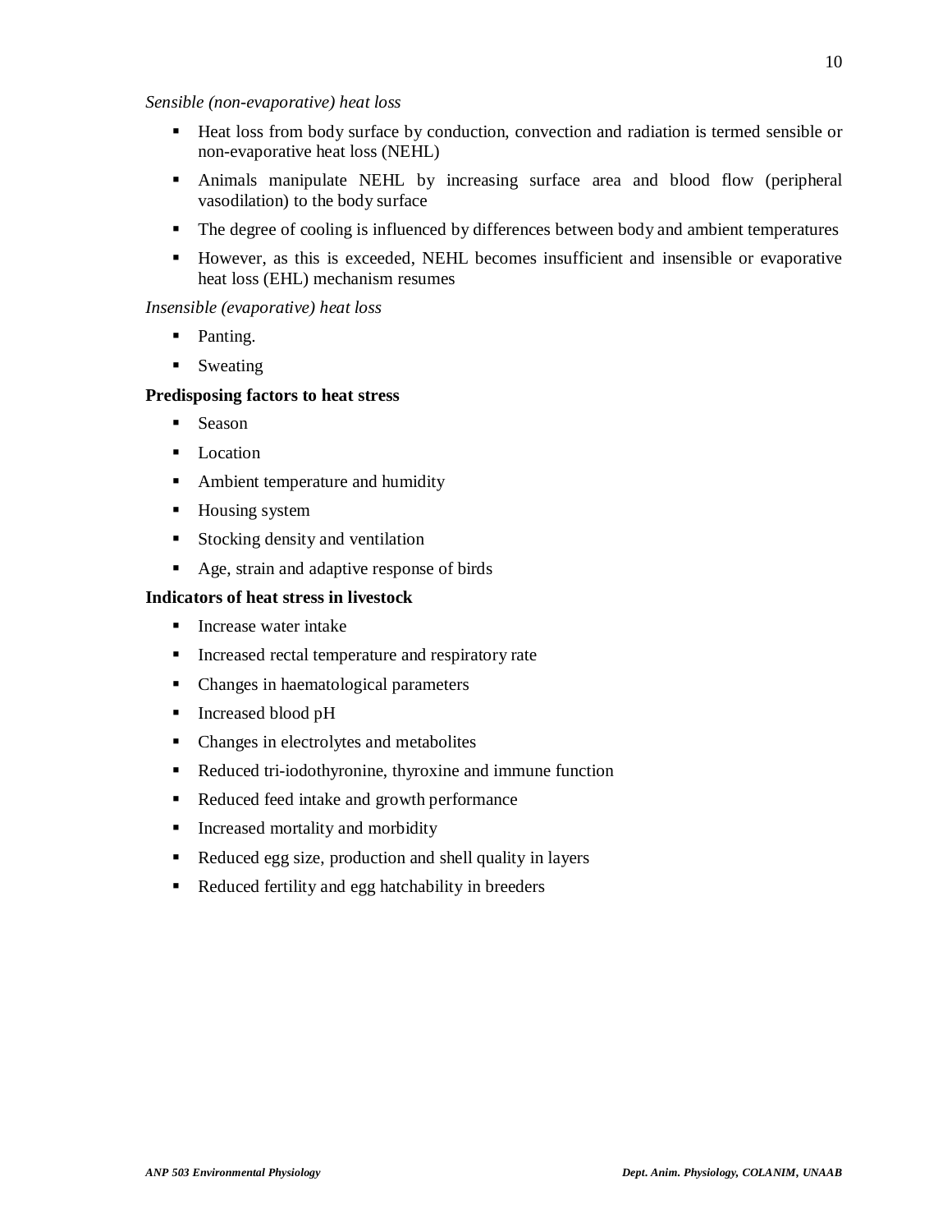*Sensible (non-evaporative) heat loss*

- Heat loss from body surface by conduction, convection and radiation is termed sensible or non-evaporative heat loss (NEHL)
- Animals manipulate NEHL by increasing surface area and blood flow (peripheral vasodilation) to the body surface
- The degree of cooling is influenced by differences between body and ambient temperatures
- However, as this is exceeded, NEHL becomes insufficient and insensible or evaporative heat loss (EHL) mechanism resumes

*Insensible (evaporative) heat loss*

- Panting.
- Sweating

**Predisposing factors to heat stress**

- Season
- Location
- Ambient temperature and humidity
- Housing system
- Stocking density and ventilation
- Age, strain and adaptive response of birds

**Indicators of heat stress in livestock**

- Increase water intake
- Increased rectal temperature and respiratory rate
- Changes in haematological parameters
- Increased blood pH
- Changes in electrolytes and metabolites
- Reduced tri-iodothyronine, thyroxine and immune function
- Reduced feed intake and growth performance
- Increased mortality and morbidity
- Reduced egg size, production and shell quality in layers
- Reduced fertility and egg hatchability in breeders